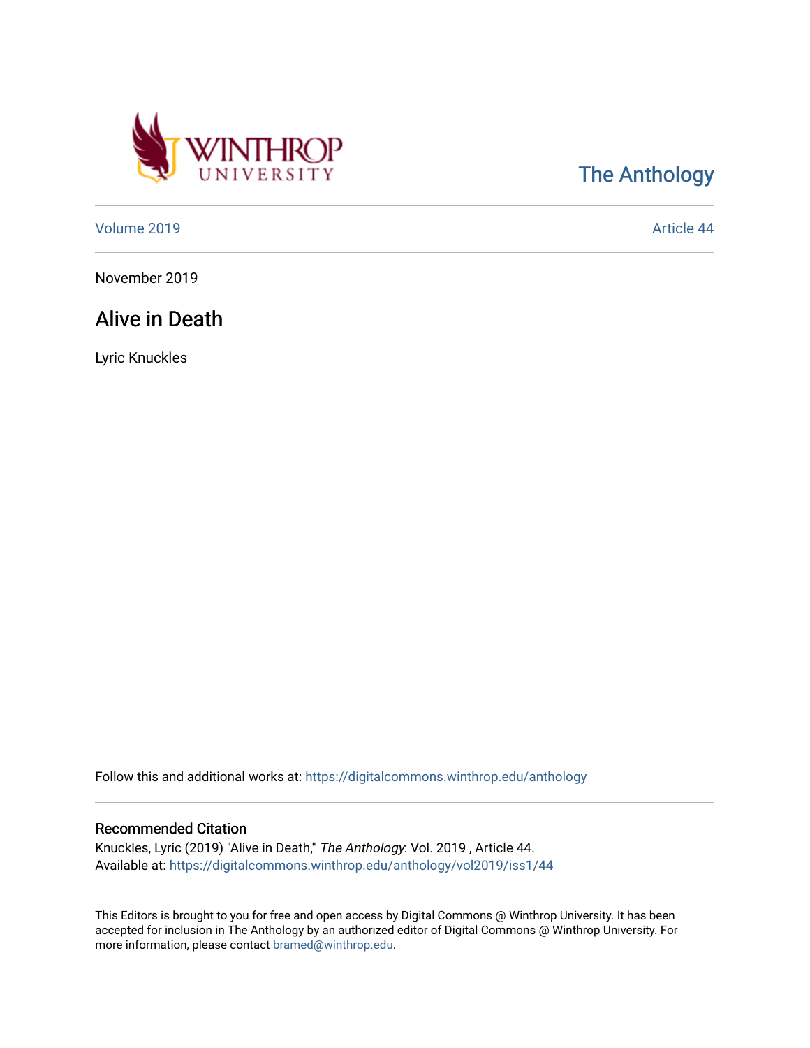The Anthology

Volume 2019 | Article 44

November 2019

# Alive in Death

Lyric Knuckles

Follow this and additional works at: https://digitalcommons.winthrop.edu/anthology

## Recommended Citation

Knuckles, Lyric (2019) "Alive in Death," *The Anthology*: Vol. 2019 , Article 44.
Available at: https://digitalcommons.winthrop.edu/anthology/vol2019/iss1/44

This Editors is brought to you for free and open access by Digital Commons @ Winthrop University. It has been accepted for inclusion in The Anthology by an authorized editor of Digital Commons @ Winthrop University. For more information, please contact bramed@winthrop.edu.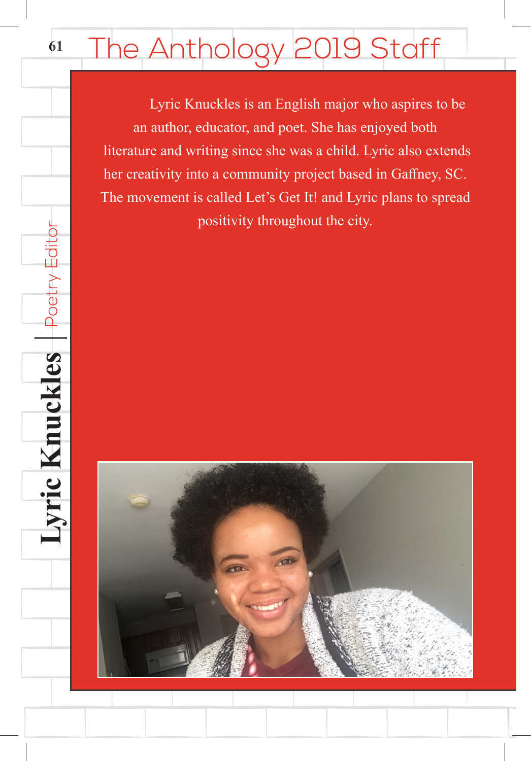# The Anthology 2019 Staff

## Lyric Knuckles | Poetry Editor

Lyric Knuckles is an English major who aspires to be an author, educator, and poet. She has enjoyed both literature and writing since she was a child. Lyric also extends her creativity into a community project based in Gaffney, SC. The movement is called Let's Get It! and Lyric plans to spread positivity throughout the city.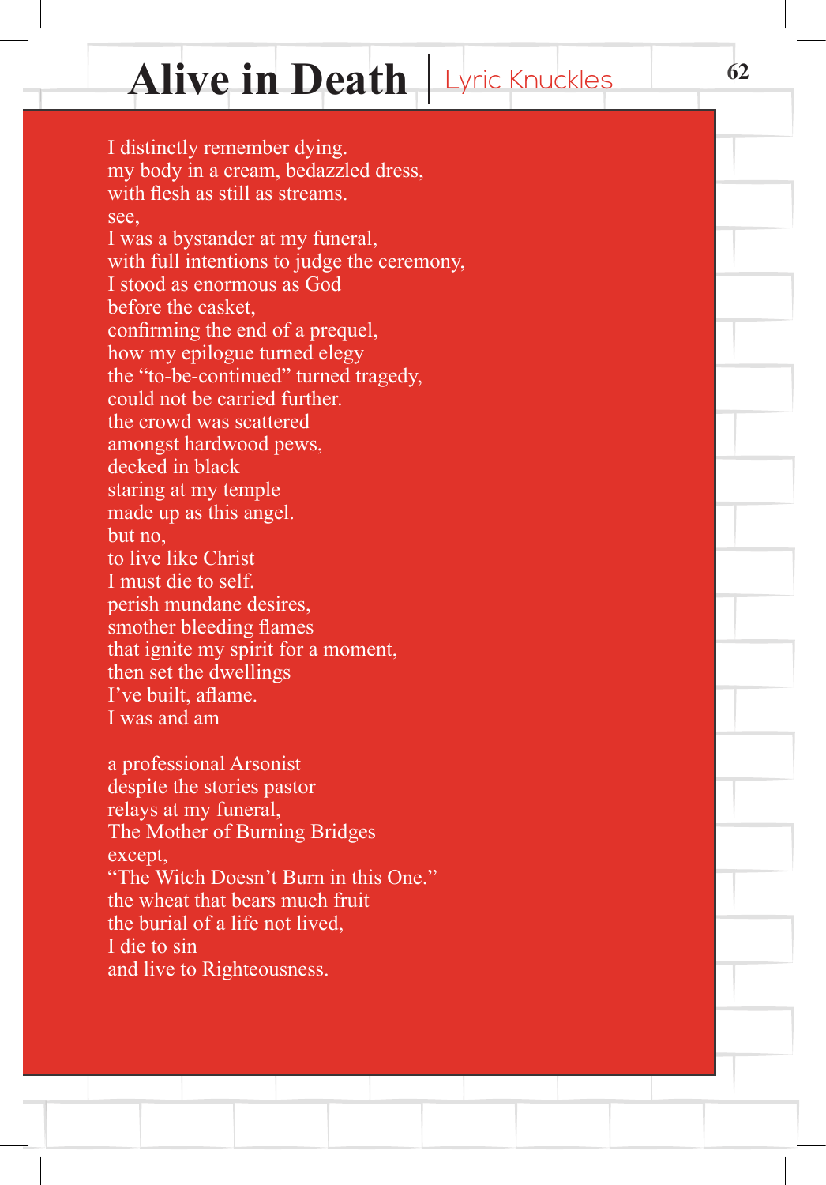# Alive in Death | Lyric Knuckles

I distinctly remember dying.  
my body in a cream, bedazzled dress,  
with flesh as still as streams.  
see,  
I was a bystander at my funeral,  
with full intentions to judge the ceremony,  
I stood as enormous as God  
before the casket,  
confirming the end of a prequel,  
how my epilogue turned elegy  
the “to-be-continued” turned tragedy,  
could not be carried further.  
the crowd was scattered  
amongst hardwood pews,  
decked in black  
staring at my temple  
made up as this angel.  
but no,  
to live like Christ  
I must die to self.  
perish mundane desires,  
smother bleeding flames  
that ignite my spirit for a moment,  
then set the dwellings  
I’ve built, aflame.  
I was and am

a professional Arsonist  
despite the stories pastor  
relays at my funeral,  
The Mother of Burning Bridges  
except,  
“The Witch Doesn’t Burn in this One.”  
the wheat that bears much fruit  
the burial of a life not lived,  
I die to sin  
and live to Righteousness.